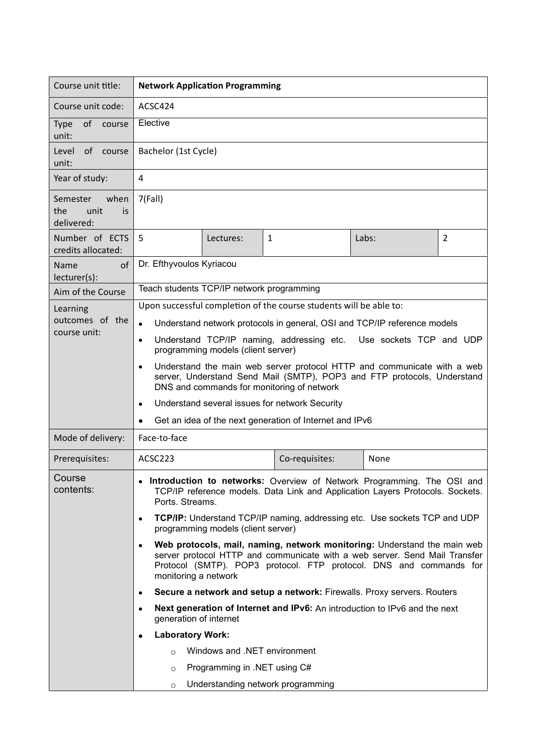| Course unit title: | **Network Application Programming** | | | | |
|---|---|---|---|---|---|
| Course unit code: | ACSC424 | | | | |
| Type of course unit: | Elective | | | | |
| Level of course unit: | Bachelor (1st Cycle) | | | | |
| Year of study: | 4 | | | | |
| Semester when the unit is delivered: | 7(Fall) | | | | |
| Number of ECTS credits allocated: | 5 | Lectures: | 1 | Labs: | 2 |
| Name of lecturer(s): | Dr. Efthyvoulos Kyriacou | | | | |
| Aim of the Course | Teach students TCP/IP network programming | | | | |
| Learning outcomes of the course unit: | Upon successful completion of the course students will be able to:<br>• Understand network protocols in general, OSI and TCP/IP reference models<br>• Understand TCP/IP naming, addressing etc. Use sockets TCP and UDP programming models (client server)<br>• Understand the main web server protocol HTTP and communicate with a web server, Understand Send Mail (SMTP), POP3 and FTP protocols, Understand DNS and commands for monitoring of network<br>• Understand several issues for network Security<br>• Get an idea of the next generation of Internet and IPv6 | | | | |
| Mode of delivery: | Face-to-face | | | | |
| Prerequisites: | ACSC223 | | Co-requisites: | None | |
| Course contents: | • **Introduction to networks:** Overview of Network Programming. The OSI and TCP/IP reference models. Data Link and Application Layers Protocols. Sockets. Ports. Streams.<br>• **TCP/IP:** Understand TCP/IP naming, addressing etc. Use sockets TCP and UDP programming models (client server)<br>• **Web protocols, mail, naming, network monitoring:** Understand the main web server protocol HTTP and communicate with a web server. Send Mail Transfer Protocol (SMTP). POP3 protocol. FTP protocol. DNS and commands for monitoring a network<br>• **Secure a network and setup a network:** Firewalls. Proxy servers. Routers<br>• **Next generation of Internet and IPv6:** An introduction to IPv6 and the next generation of internet<br>• **Laboratory Work:**<br>  ○ Windows and .NET environment<br>  ○ Programming in .NET using C#<br>  ○ Understanding network programming | | | | |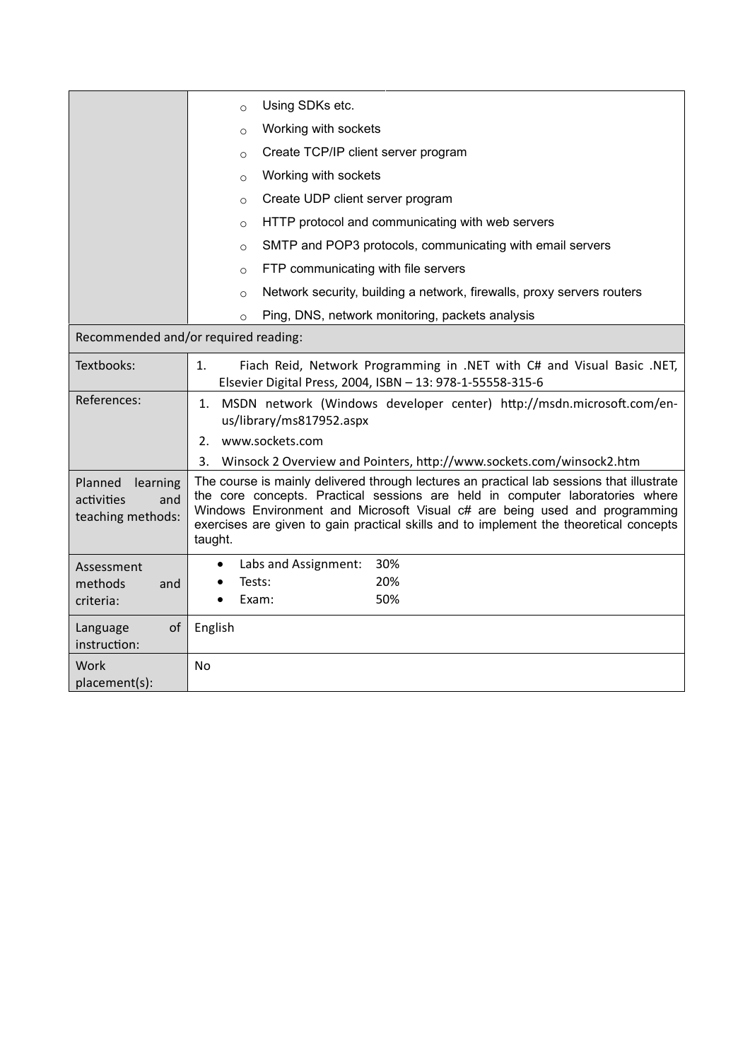| | |
|---|---|
| | ◦ Using SDKs etc.<br>◦ Working with sockets<br>◦ Create TCP/IP client server program<br>◦ Working with sockets<br>◦ Create UDP client server program<br>◦ HTTP protocol and communicating with web servers<br>◦ SMTP and POP3 protocols, communicating with email servers<br>◦ FTP communicating with file servers<br>◦ Network security, building a network, firewalls, proxy servers routers<br>◦ Ping, DNS, network monitoring, packets analysis |
| Recommended and/or required reading: | |
| Textbooks: | 1. Fiach Reid, Network Programming in .NET with C# and Visual Basic .NET, Elsevier Digital Press, 2004, ISBN – 13: 978-1-55558-315-6 |
| References: | 1. MSDN network (Windows developer center) http://msdn.microsoft.com/en-us/library/ms817952.aspx<br>2. www.sockets.com<br>3. Winsock 2 Overview and Pointers, http://www.sockets.com/winsock2.htm |
| Planned learning activities and teaching methods: | The course is mainly delivered through lectures an practical lab sessions that illustrate the core concepts. Practical sessions are held in computer laboratories where Windows Environment and Microsoft Visual c# are being used and programming exercises are given to gain practical skills and to implement the theoretical concepts taught. |
| Assessment methods and criteria: | • Labs and Assignment: 30%<br>• Tests: 20%<br>• Exam: 50% |
| Language of instruction: | English |
| Work placement(s): | No |